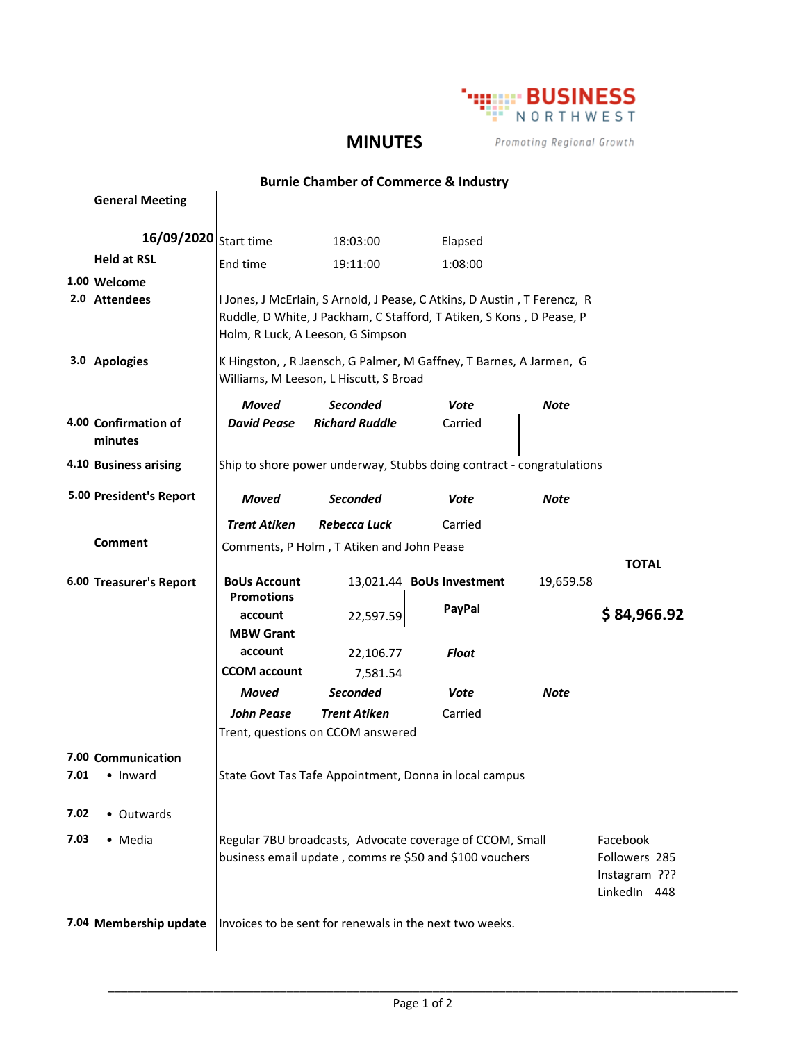**BUSINESS NORTHWEST**
Promoting Regional Growth

# MINUTES

## Burnie Chamber of Commerce & Industry

**General Meeting**

**16/09/2020**

| | | |
|---|---|---|
| Start time | 18:03:00 | Elapsed |
| End time | 19:11:00 | 1:08:00 |

**Held at RSL**

**1.00 Welcome**

**2.0 Attendees**

I Jones, J McErlain, S Arnold, J Pease, C Atkins, D Austin , T Ferencz, R Ruddle, D White, J Packham, C Stafford, T Atiken, S Kons , D Pease, P Holm, R Luck, A Leeson, G Simpson

**3.0 Apologies**

K Hingston, , R Jaensch, G Palmer, M Gaffney, T Barnes, A Jarmen, G Williams, M Leeson, L Hiscutt, S Broad

**4.00 Confirmation of minutes**

| *Moved* | *Seconded* | *Vote* | *Note* |
|---|---|---|---|
| *David Pease* | *Richard Ruddle* | Carried | |

**4.10 Business arising**

Ship to shore power underway, Stubbs doing contract - congratulations

**5.00 President's Report**

| *Moved* | *Seconded* | *Vote* | *Note* |
|---|---|---|---|
| *Trent Atiken* | *Rebecca Luck* | Carried | |

**Comment**

Comments, P Holm , T Atiken and John Pease

**6.00 Treasurer's Report**

| | | | | |
|---|---|---|---|---|
| **BoUs Account** | 13,021.44 | **BoUs Investment** | 19,659.58 | **TOTAL** |
| **Promotions account** | 22,597.59 | **PayPal** | | **$ 84,966.92** |
| **MBW Grant account** | 22,106.77 | ***Float*** | | |
| **CCOM account** | 7,581.54 | | | |

| *Moved* | *Seconded* | *Vote* | *Note* |
|---|---|---|---|
| *John Pease* | *Trent Atiken* | Carried | |

Trent, questions on CCOM answered

**7.00 Communication**

**7.01 • Inward**

State Govt Tas Tafe Appointment, Donna in local campus

**7.02 • Outwards**

**7.03 • Media**

Regular 7BU broadcasts, Advocate coverage of CCOM, Small business email update , comms re $50 and $100 vouchers

Facebook Followers 285
Instagram ???
LinkedIn 448

**7.04 Membership update**

Invoices to be sent for renewals in the next two weeks.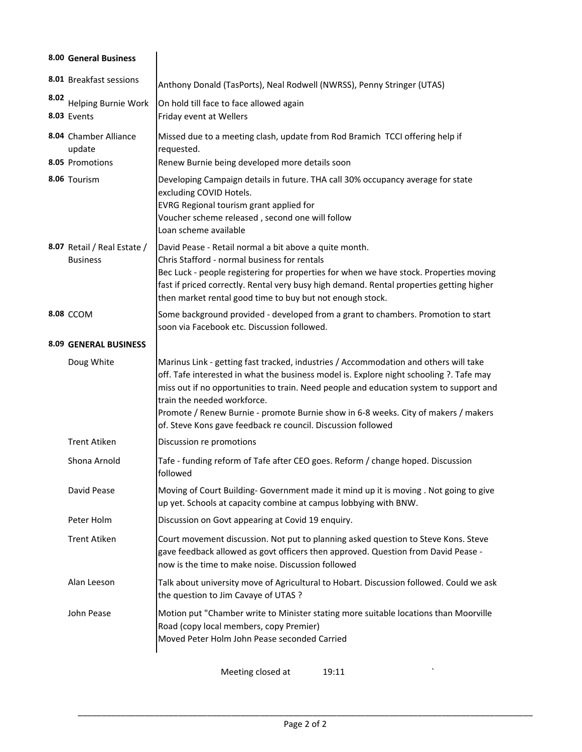| | | |
|---|---|---|
| **8.00** | **General Business** | |
| **8.01** | Breakfast sessions | Anthony Donald (TasPorts), Neal Rodwell (NWRSS), Penny Stringer (UTAS) |
| **8.02** | Helping Burnie Work | On hold till face to face allowed again |
| **8.03** | Events | Friday event at Wellers |
| **8.04** | Chamber Alliance update | Missed due to a meeting clash, update from Rod Bramich TCCI offering help if requested. |
| **8.05** | Promotions | Renew Burnie being developed more details soon |
| **8.06** | Tourism | Developing Campaign details in future. THA call 30% occupancy average for state excluding COVID Hotels.<br>EVRG Regional tourism grant applied for<br>Voucher scheme released , second one will follow<br>Loan scheme available |
| **8.07** | Retail / Real Estate / Business | David Pease - Retail normal a bit above a quite month.<br>Chris Stafford - normal business for rentals<br>Bec Luck - people registering for properties for when we have stock. Properties moving fast if priced correctly. Rental very busy high demand. Rental properties getting higher then market rental good time to buy but not enough stock. |
| **8.08** | CCOM | Some background provided - developed from a grant to chambers. Promotion to start soon via Facebook etc. Discussion followed. |
| **8.09** | **GENERAL BUSINESS** | |
| | Doug White | Marinus Link - getting fast tracked, industries / Accommodation and others will take off. Tafe interested in what the business model is. Explore night schooling ?. Tafe may miss out if no opportunities to train. Need people and education system to support and train the needed workforce.<br>Promote / Renew Burnie - promote Burnie show in 6-8 weeks. City of makers / makers of. Steve Kons gave feedback re council. Discussion followed |
| | Trent Atiken | Discussion re promotions |
| | Shona Arnold | Tafe - funding reform of Tafe after CEO goes. Reform / change hoped. Discussion followed |
| | David Pease | Moving of Court Building- Government made it mind up it is moving . Not going to give up yet. Schools at capacity combine at campus lobbying with BNW. |
| | Peter Holm | Discussion on Govt appearing at Covid 19 enquiry. |
| | Trent Atiken | Court movement discussion. Not put to planning asked question to Steve Kons. Steve gave feedback allowed as govt officers then approved. Question from David Pease - now is the time to make noise. Discussion followed |
| | Alan Leeson | Talk about university move of Agricultural to Hobart. Discussion followed. Could we ask the question to Jim Cavaye of UTAS ? |
| | John Pease | Motion put "Chamber write to Minister stating more suitable locations than Moorville Road (copy local members, copy Premier)<br>Moved Peter Holm John Pease seconded Carried |

Meeting closed at 19:11